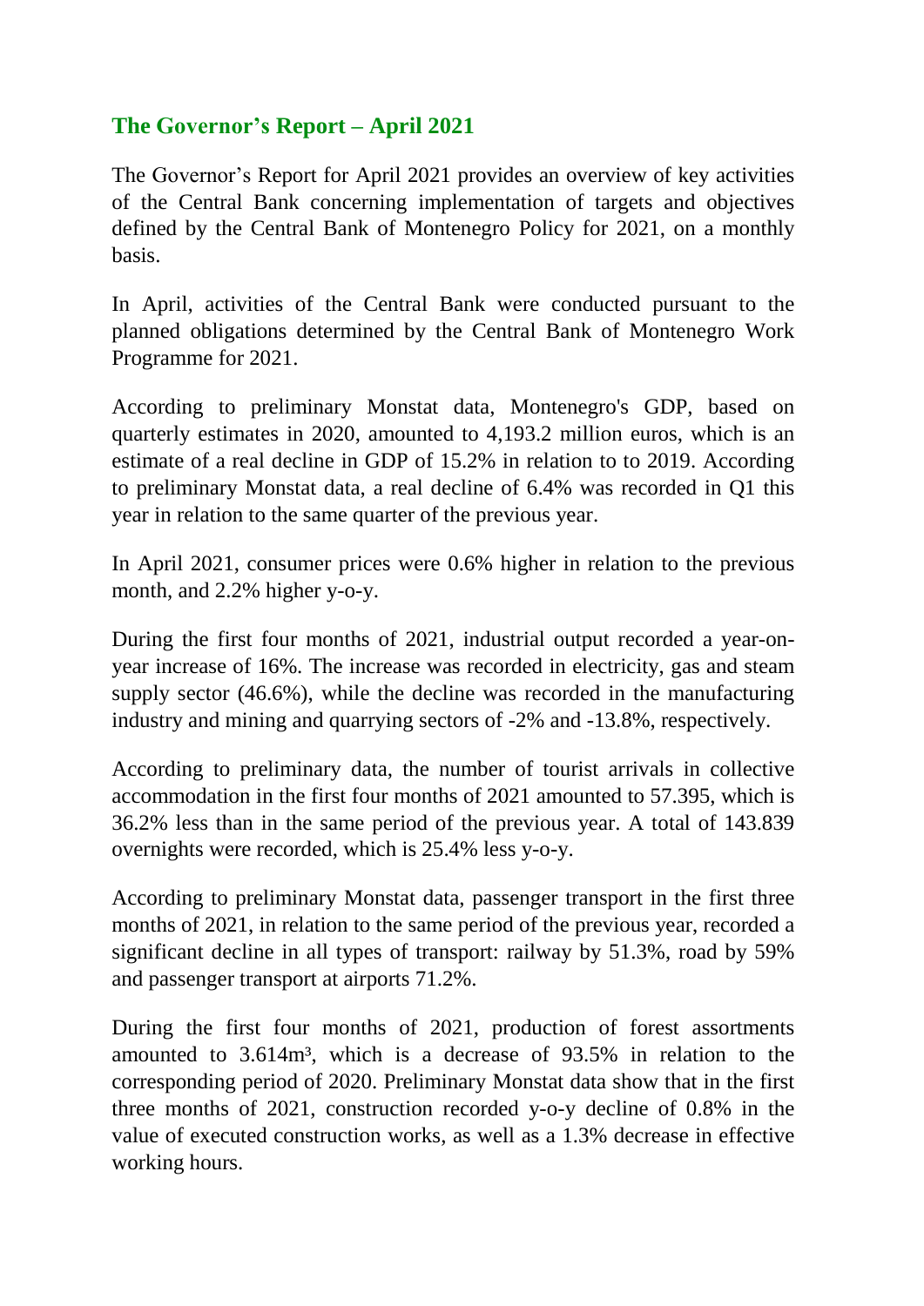## The Governor's Report – April 2021

The Governor's Report for April 2021 provides an overview of key activities of the Central Bank concerning implementation of targets and objectives defined by the Central Bank of Montenegro Policy for 2021, on a monthly basis.

In April, activities of the Central Bank were conducted pursuant to the planned obligations determined by the Central Bank of Montenegro Work Programme for 2021.

According to preliminary Monstat data, Montenegro's GDP, based on quarterly estimates in 2020, amounted to 4,193.2 million euros, which is an estimate of a real decline in GDP of 15.2% in relation to to 2019. According to preliminary Monstat data, a real decline of 6.4% was recorded in Q1 this year in relation to the same quarter of the previous year.

In April 2021, consumer prices were 0.6% higher in relation to the previous month, and 2.2% higher y-o-y.

During the first four months of 2021, industrial output recorded a year-on-year increase of 16%. The increase was recorded in electricity, gas and steam supply sector (46.6%), while the decline was recorded in the manufacturing industry and mining and quarrying sectors of -2% and -13.8%, respectively.

According to preliminary data, the number of tourist arrivals in collective accommodation in the first four months of 2021 amounted to 57.395, which is 36.2% less than in the same period of the previous year. A total of 143.839 overnights were recorded, which is 25.4% less y-o-y.

According to preliminary Monstat data, passenger transport in the first three months of 2021, in relation to the same period of the previous year, recorded a significant decline in all types of transport: railway by 51.3%, road by 59% and passenger transport at airports 71.2%.

During the first four months of 2021, production of forest assortments amounted to 3.614m³, which is a decrease of 93.5% in relation to the corresponding period of 2020. Preliminary Monstat data show that in the first three months of 2021, construction recorded y-o-y decline of 0.8% in the value of executed construction works, as well as a 1.3% decrease in effective working hours.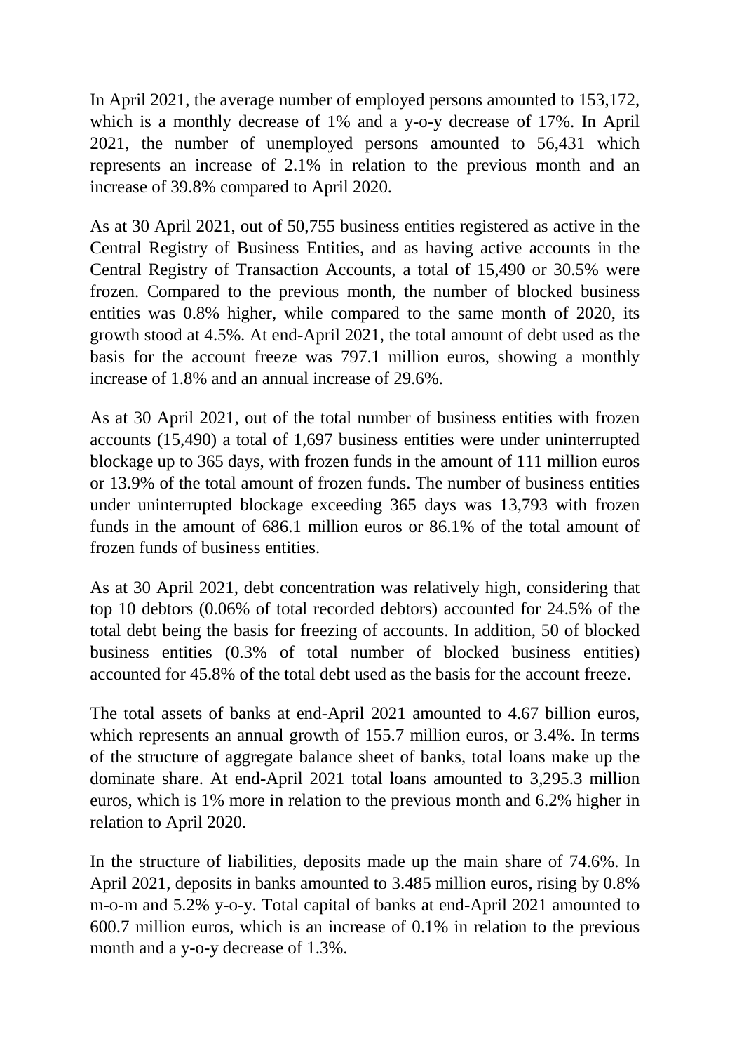In April 2021, the average number of employed persons amounted to 153,172, which is a monthly decrease of 1% and a y-o-y decrease of 17%. In April 2021, the number of unemployed persons amounted to 56,431 which represents an increase of 2.1% in relation to the previous month and an increase of 39.8% compared to April 2020.

As at 30 April 2021, out of 50,755 business entities registered as active in the Central Registry of Business Entities, and as having active accounts in the Central Registry of Transaction Accounts, a total of 15,490 or 30.5% were frozen. Compared to the previous month, the number of blocked business entities was 0.8% higher, while compared to the same month of 2020, its growth stood at 4.5%. At end-April 2021, the total amount of debt used as the basis for the account freeze was 797.1 million euros, showing a monthly increase of 1.8% and an annual increase of 29.6%.

As at 30 April 2021, out of the total number of business entities with frozen accounts (15,490) a total of 1,697 business entities were under uninterrupted blockage up to 365 days, with frozen funds in the amount of 111 million euros or 13.9% of the total amount of frozen funds. The number of business entities under uninterrupted blockage exceeding 365 days was 13,793 with frozen funds in the amount of 686.1 million euros or 86.1% of the total amount of frozen funds of business entities.

As at 30 April 2021, debt concentration was relatively high, considering that top 10 debtors (0.06% of total recorded debtors) accounted for 24.5% of the total debt being the basis for freezing of accounts. In addition, 50 of blocked business entities (0.3% of total number of blocked business entities) accounted for 45.8% of the total debt used as the basis for the account freeze.

The total assets of banks at end-April 2021 amounted to 4.67 billion euros, which represents an annual growth of 155.7 million euros, or 3.4%. In terms of the structure of aggregate balance sheet of banks, total loans make up the dominate share. At end-April 2021 total loans amounted to 3,295.3 million euros, which is 1% more in relation to the previous month and 6.2% higher in relation to April 2020.

In the structure of liabilities, deposits made up the main share of 74.6%. In April 2021, deposits in banks amounted to 3.485 million euros, rising by 0.8% m-o-m and 5.2% y-o-y. Total capital of banks at end-April 2021 amounted to 600.7 million euros, which is an increase of 0.1% in relation to the previous month and a y-o-y decrease of 1.3%.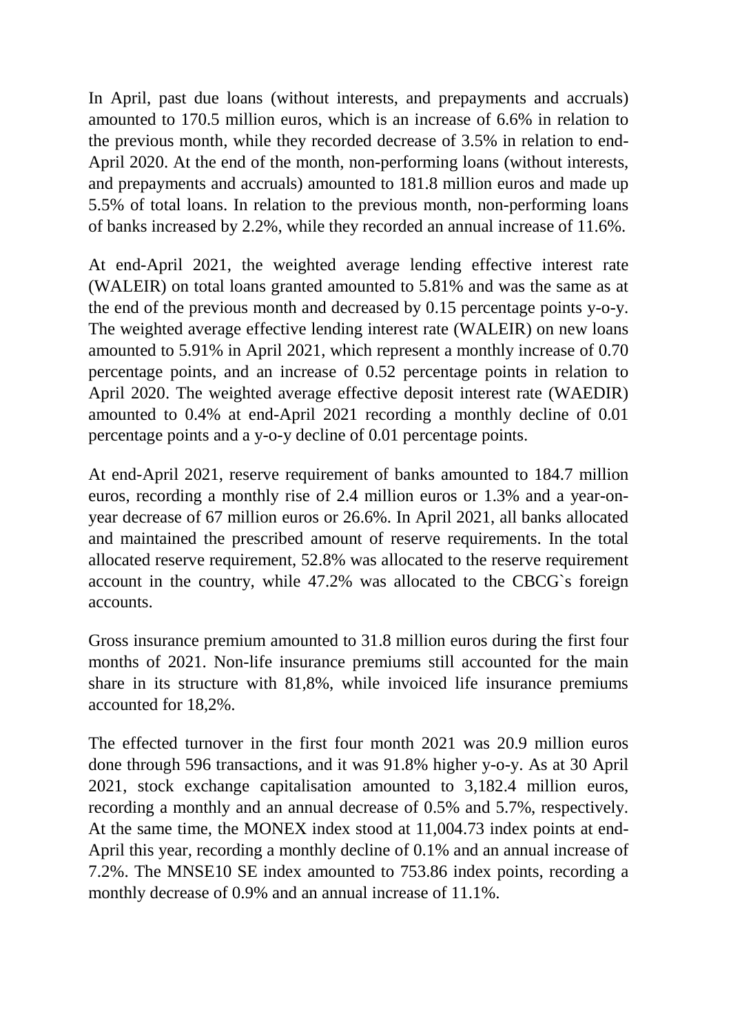In April, past due loans (without interests, and prepayments and accruals) amounted to 170.5 million euros, which is an increase of 6.6% in relation to the previous month, while they recorded decrease of 3.5% in relation to end-April 2020. At the end of the month, non-performing loans (without interests, and prepayments and accruals) amounted to 181.8 million euros and made up 5.5% of total loans. In relation to the previous month, non-performing loans of banks increased by 2.2%, while they recorded an annual increase of 11.6%.

At end-April 2021, the weighted average lending effective interest rate (WALEIR) on total loans granted amounted to 5.81% and was the same as at the end of the previous month and decreased by 0.15 percentage points y-o-y. The weighted average effective lending interest rate (WALEIR) on new loans amounted to 5.91% in April 2021, which represent a monthly increase of 0.70 percentage points, and an increase of 0.52 percentage points in relation to April 2020. The weighted average effective deposit interest rate (WAEDIR) amounted to 0.4% at end-April 2021 recording a monthly decline of 0.01 percentage points and a y-o-y decline of 0.01 percentage points.

At end-April 2021, reserve requirement of banks amounted to 184.7 million euros, recording a monthly rise of 2.4 million euros or 1.3% and a year-on-year decrease of 67 million euros or 26.6%. In April 2021, all banks allocated and maintained the prescribed amount of reserve requirements. In the total allocated reserve requirement, 52.8% was allocated to the reserve requirement account in the country, while 47.2% was allocated to the CBCG`s foreign accounts.

Gross insurance premium amounted to 31.8 million euros during the first four months of 2021. Non-life insurance premiums still accounted for the main share in its structure with 81,8%, while invoiced life insurance premiums accounted for 18,2%.

The effected turnover in the first four month 2021 was 20.9 million euros done through 596 transactions, and it was 91.8% higher y-o-y. As at 30 April 2021, stock exchange capitalisation amounted to 3,182.4 million euros, recording a monthly and an annual decrease of 0.5% and 5.7%, respectively. At the same time, the MONEX index stood at 11,004.73 index points at end-April this year, recording a monthly decline of 0.1% and an annual increase of 7.2%. The MNSE10 SE index amounted to 753.86 index points, recording a monthly decrease of 0.9% and an annual increase of 11.1%.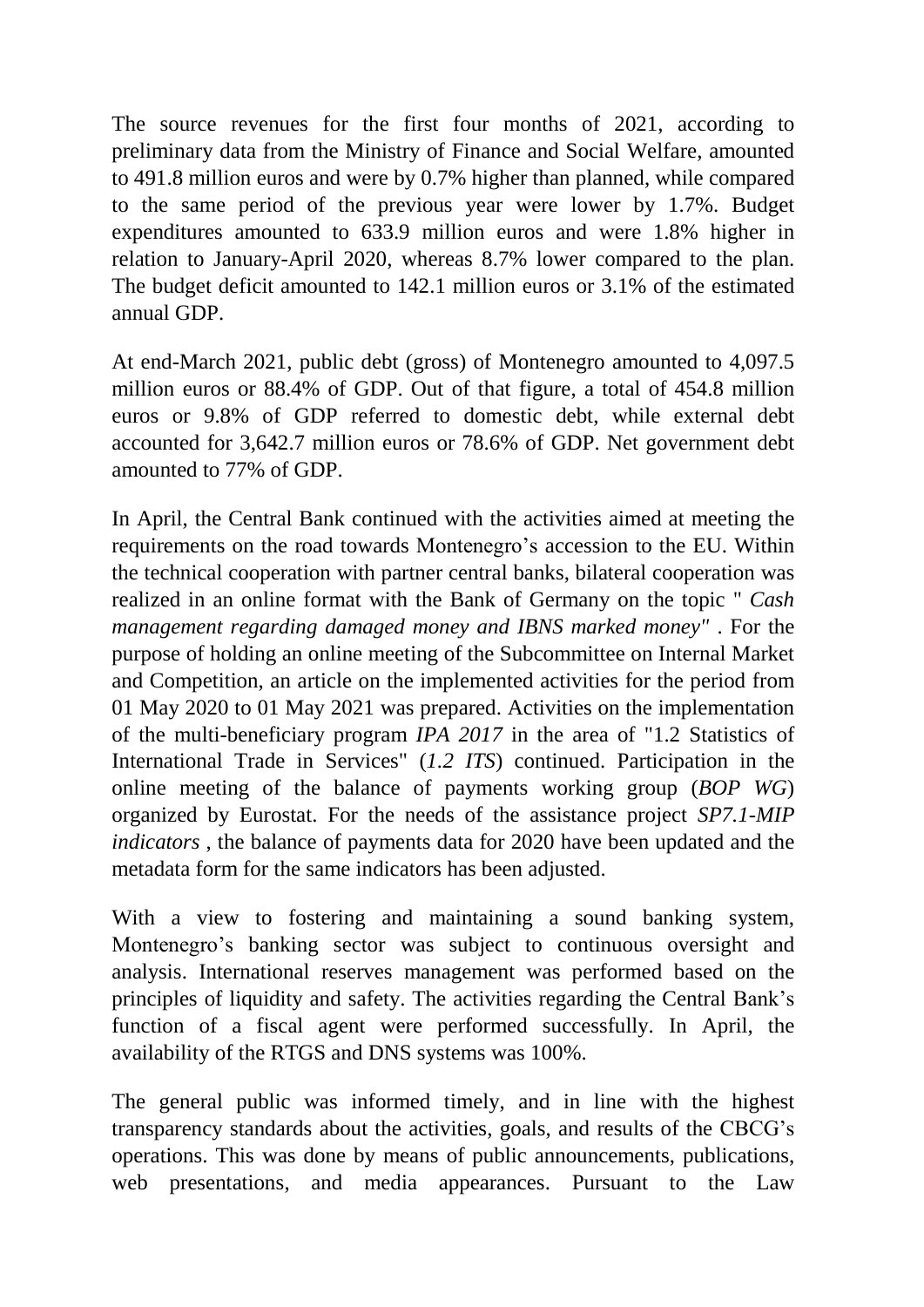The source revenues for the first four months of 2021, according to preliminary data from the Ministry of Finance and Social Welfare, amounted to 491.8 million euros and were by 0.7% higher than planned, while compared to the same period of the previous year were lower by 1.7%. Budget expenditures amounted to 633.9 million euros and were 1.8% higher in relation to January-April 2020, whereas 8.7% lower compared to the plan. The budget deficit amounted to 142.1 million euros or 3.1% of the estimated annual GDP.

At end-March 2021, public debt (gross) of Montenegro amounted to 4,097.5 million euros or 88.4% of GDP. Out of that figure, a total of 454.8 million euros or 9.8% of GDP referred to domestic debt, while external debt accounted for 3,642.7 million euros or 78.6% of GDP. Net government debt amounted to 77% of GDP.

In April, the Central Bank continued with the activities aimed at meeting the requirements on the road towards Montenegro's accession to the EU. Within the technical cooperation with partner central banks, bilateral cooperation was realized in an online format with the Bank of Germany on the topic " *Cash management regarding damaged money and IBNS marked money"* . For the purpose of holding an online meeting of the Subcommittee on Internal Market and Competition, an article on the implemented activities for the period from 01 May 2020 to 01 May 2021 was prepared. Activities on the implementation of the multi-beneficiary program *IPA 2017* in the area of "1.2 Statistics of International Trade in Services" (*1.2 ITS*) continued. Participation in the online meeting of the balance of payments working group (*BOP WG*) organized by Eurostat. For the needs of the assistance project *SP7.1-MIP indicators* , the balance of payments data for 2020 have been updated and the metadata form for the same indicators has been adjusted.

With a view to fostering and maintaining a sound banking system, Montenegro's banking sector was subject to continuous oversight and analysis. International reserves management was performed based on the principles of liquidity and safety. The activities regarding the Central Bank's function of a fiscal agent were performed successfully. In April, the availability of the RTGS and DNS systems was 100%.

The general public was informed timely, and in line with the highest transparency standards about the activities, goals, and results of the CBCG's operations. This was done by means of public announcements, publications, web presentations, and media appearances. Pursuant to the Law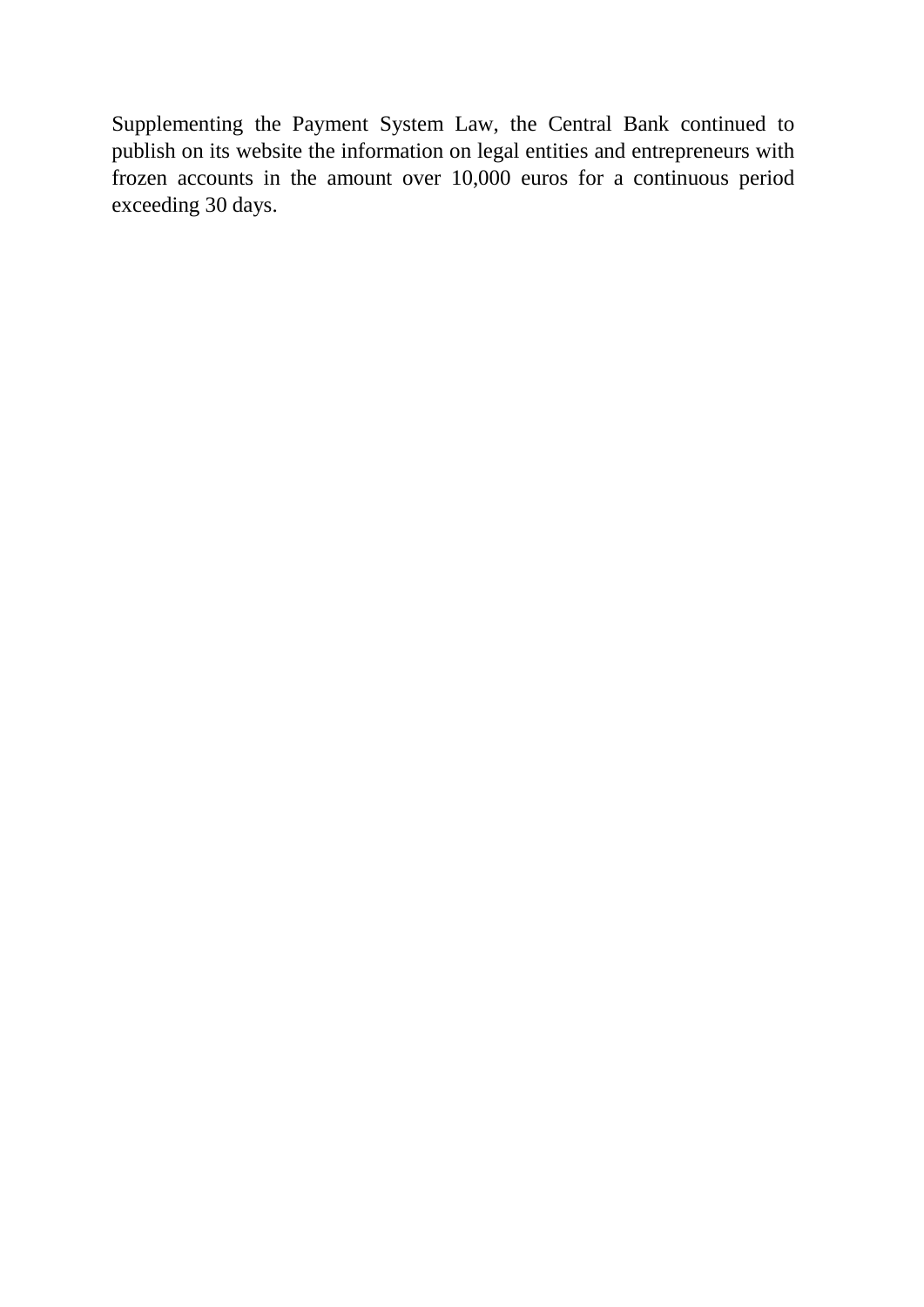Supplementing the Payment System Law, the Central Bank continued to publish on its website the information on legal entities and entrepreneurs with frozen accounts in the amount over 10,000 euros for a continuous period exceeding 30 days.